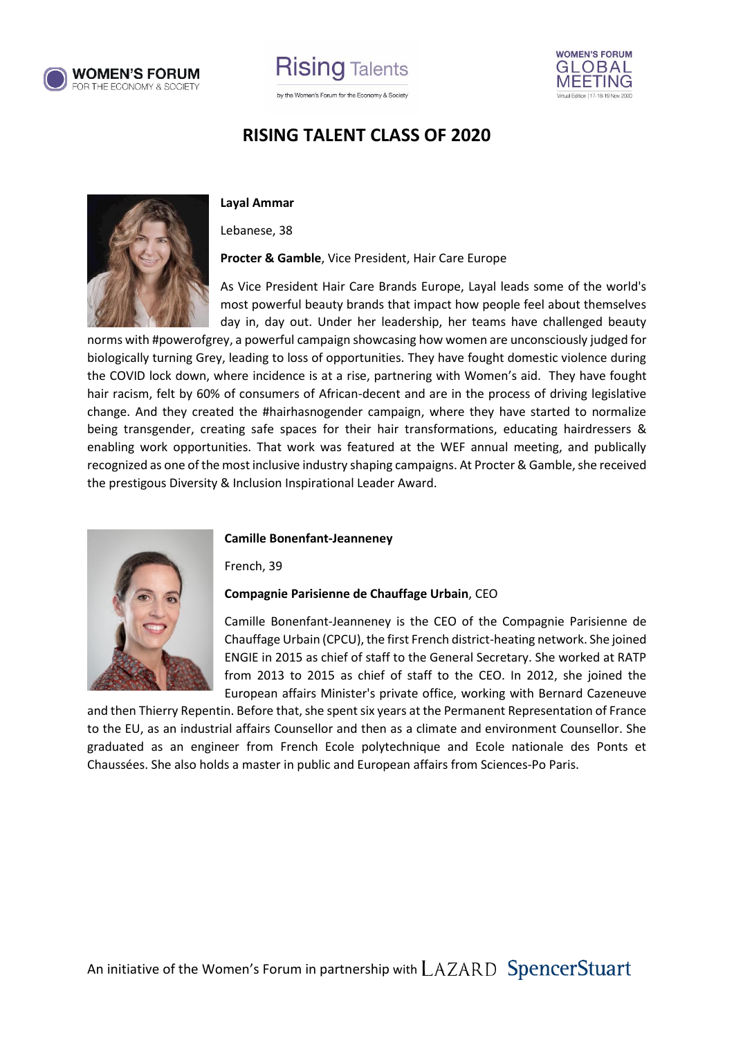# RISING TALENT CLASS OF 2020

**Layal Ammar**

Lebanese, 38

**Procter & Gamble**, Vice President, Hair Care Europe

As Vice President Hair Care Brands Europe, Layal leads some of the world's most powerful beauty brands that impact how people feel about themselves day in, day out. Under her leadership, her teams have challenged beauty norms with #powerofgrey, a powerful campaign showcasing how women are unconsciously judged for biologically turning Grey, leading to loss of opportunities. They have fought domestic violence during the COVID lock down, where incidence is at a rise, partnering with Women's aid. They have fought hair racism, felt by 60% of consumers of African-decent and are in the process of driving legislative change. And they created the #hairhasnogender campaign, where they have started to normalize being transgender, creating safe spaces for their hair transformations, educating hairdressers & enabling work opportunities. That work was featured at the WEF annual meeting, and publically recognized as one of the most inclusive industry shaping campaigns. At Procter & Gamble, she received the prestigous Diversity & Inclusion Inspirational Leader Award.

**Camille Bonenfant-Jeanneney**

French, 39

**Compagnie Parisienne de Chauffage Urbain**, CEO

Camille Bonenfant-Jeanneney is the CEO of the Compagnie Parisienne de Chauffage Urbain (CPCU), the first French district-heating network. She joined ENGIE in 2015 as chief of staff to the General Secretary. She worked at RATP from 2013 to 2015 as chief of staff to the CEO. In 2012, she joined the European affairs Minister's private office, working with Bernard Cazeneuve and then Thierry Repentin. Before that, she spent six years at the Permanent Representation of France to the EU, as an industrial affairs Counsellor and then as a climate and environment Counsellor. She graduated as an engineer from French Ecole polytechnique and Ecole nationale des Ponts et Chaussées. She also holds a master in public and European affairs from Sciences-Po Paris.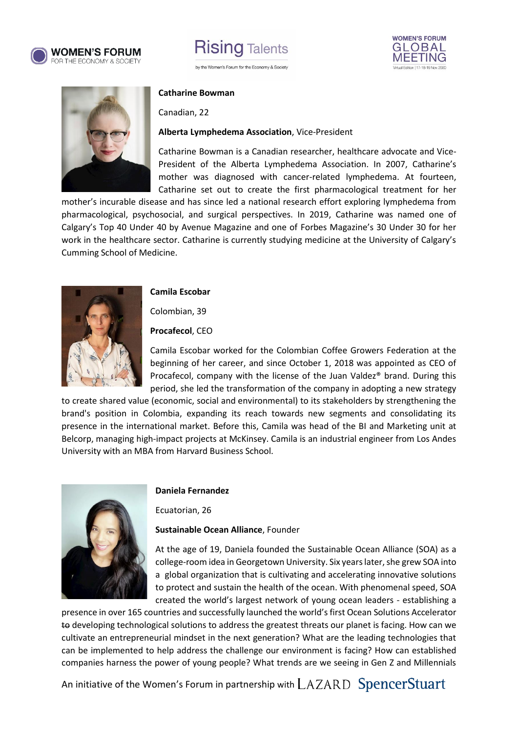**Catharine Bowman**

Canadian, 22

**Alberta Lymphedema Association**, Vice-President

Catharine Bowman is a Canadian researcher, healthcare advocate and Vice-President of the Alberta Lymphedema Association. In 2007, Catharine's mother was diagnosed with cancer-related lymphedema. At fourteen, Catharine set out to create the first pharmacological treatment for her mother's incurable disease and has since led a national research effort exploring lymphedema from pharmacological, psychosocial, and surgical perspectives. In 2019, Catharine was named one of Calgary's Top 40 Under 40 by Avenue Magazine and one of Forbes Magazine's 30 Under 30 for her work in the healthcare sector. Catharine is currently studying medicine at the University of Calgary's Cumming School of Medicine.

**Camila Escobar**

Colombian, 39

**Procafecol**, CEO

Camila Escobar worked for the Colombian Coffee Growers Federation at the beginning of her career, and since October 1, 2018 was appointed as CEO of Procafecol, company with the license of the Juan Valdez® brand. During this period, she led the transformation of the company in adopting a new strategy to create shared value (economic, social and environmental) to its stakeholders by strengthening the brand's position in Colombia, expanding its reach towards new segments and consolidating its presence in the international market. Before this, Camila was head of the BI and Marketing unit at Belcorp, managing high-impact projects at McKinsey. Camila is an industrial engineer from Los Andes University with an MBA from Harvard Business School.

**Daniela Fernandez**

Ecuatorian, 26

**Sustainable Ocean Alliance**, Founder

At the age of 19, Daniela founded the Sustainable Ocean Alliance (SOA) as a college-room idea in Georgetown University. Six years later, she grew SOA into a global organization that is cultivating and accelerating innovative solutions to protect and sustain the health of the ocean. With phenomenal speed, SOA created the world's largest network of young ocean leaders - establishing a presence in over 165 countries and successfully launched the world's first Ocean Solutions Accelerator ~~to~~ developing technological solutions to address the greatest threats our planet is facing. How can we cultivate an entrepreneurial mindset in the next generation? What are the leading technologies that can be implemented to help address the challenge our environment is facing? How can established companies harness the power of young people? What trends are we seeing in Gen Z and Millennials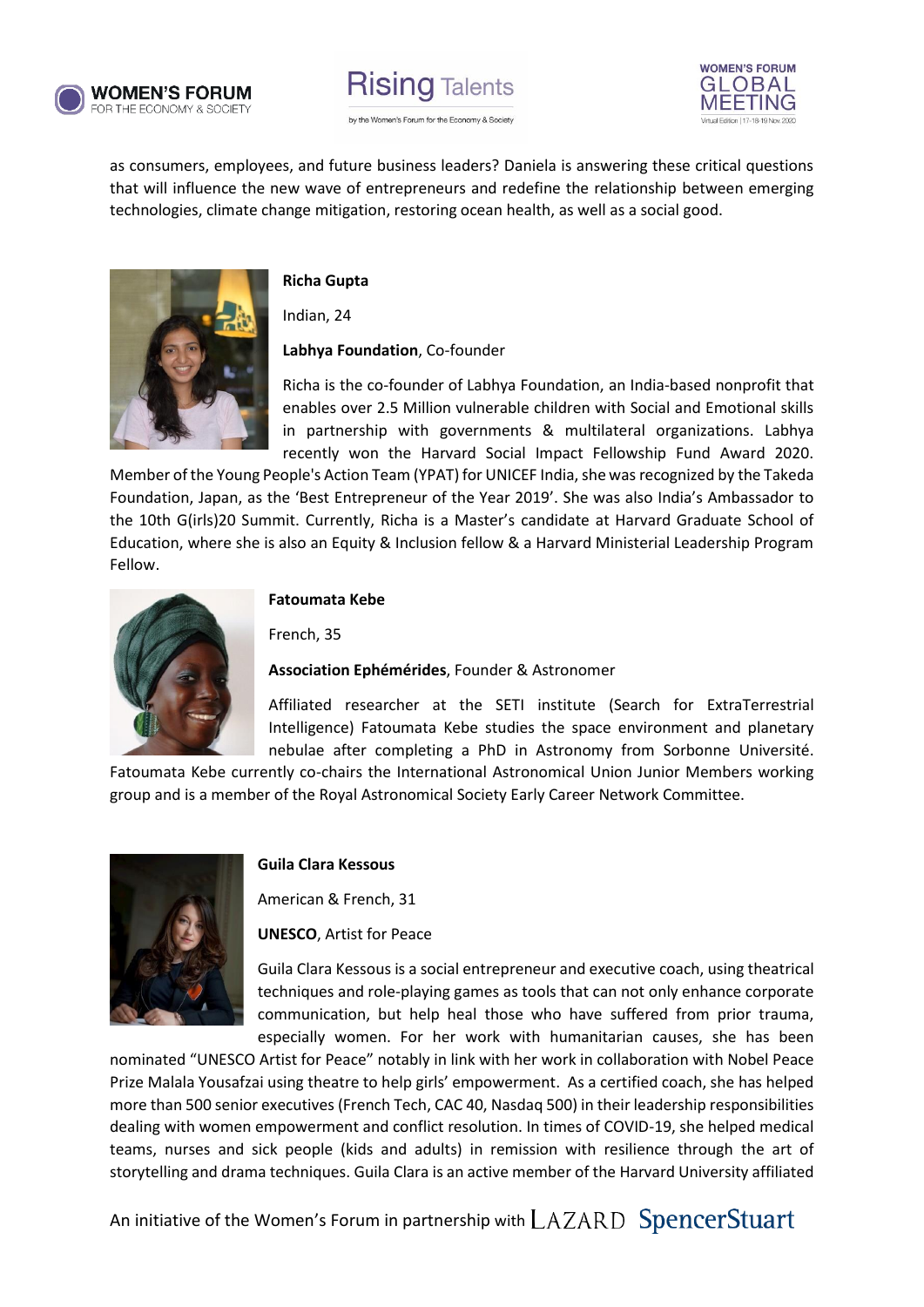as consumers, employees, and future business leaders? Daniela is answering these critical questions that will influence the new wave of entrepreneurs and redefine the relationship between emerging technologies, climate change mitigation, restoring ocean health, as well as a social good.

**Richa Gupta**

Indian, 24

**Labhya Foundation**, Co-founder

Richa is the co-founder of Labhya Foundation, an India-based nonprofit that enables over 2.5 Million vulnerable children with Social and Emotional skills in partnership with governments & multilateral organizations. Labhya recently won the Harvard Social Impact Fellowship Fund Award 2020. Member of the Young People's Action Team (YPAT) for UNICEF India, she was recognized by the Takeda Foundation, Japan, as the 'Best Entrepreneur of the Year 2019'. She was also India's Ambassador to the 10th G(irls)20 Summit. Currently, Richa is a Master's candidate at Harvard Graduate School of Education, where she is also an Equity & Inclusion fellow & a Harvard Ministerial Leadership Program Fellow.

**Fatoumata Kebe**

French, 35

**Association Ephémérides**, Founder & Astronomer

Affiliated researcher at the SETI institute (Search for ExtraTerrestrial Intelligence) Fatoumata Kebe studies the space environment and planetary nebulae after completing a PhD in Astronomy from Sorbonne Université. Fatoumata Kebe currently co-chairs the International Astronomical Union Junior Members working group and is a member of the Royal Astronomical Society Early Career Network Committee.

**Guila Clara Kessous**

American & French, 31

**UNESCO**, Artist for Peace

Guila Clara Kessous is a social entrepreneur and executive coach, using theatrical techniques and role-playing games as tools that can not only enhance corporate communication, but help heal those who have suffered from prior trauma, especially women. For her work with humanitarian causes, she has been nominated "UNESCO Artist for Peace" notably in link with her work in collaboration with Nobel Peace Prize Malala Yousafzai using theatre to help girls' empowerment. As a certified coach, she has helped more than 500 senior executives (French Tech, CAC 40, Nasdaq 500) in their leadership responsibilities dealing with women empowerment and conflict resolution. In times of COVID-19, she helped medical teams, nurses and sick people (kids and adults) in remission with resilience through the art of storytelling and drama techniques. Guila Clara is an active member of the Harvard University affiliated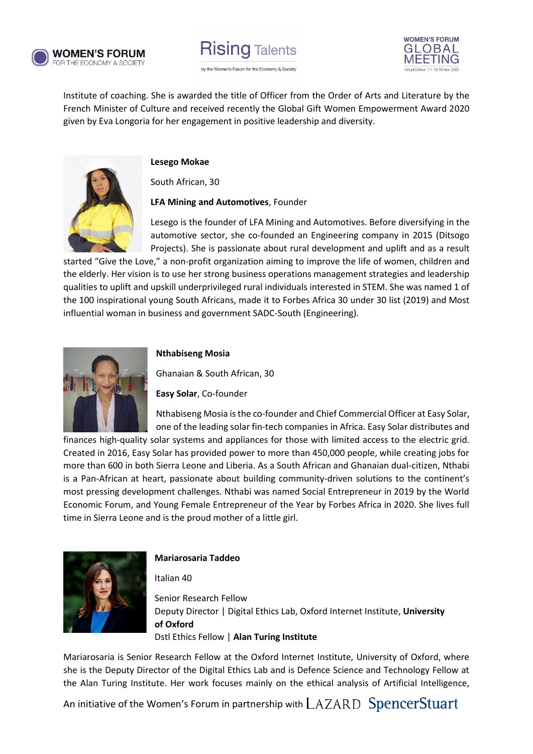Institute of coaching. She is awarded the title of Officer from the Order of Arts and Literature by the French Minister of Culture and received recently the Global Gift Women Empowerment Award 2020 given by Eva Longoria for her engagement in positive leadership and diversity.

**Lesego Mokae**

South African, 30

**LFA Mining and Automotives**, Founder

Lesego is the founder of LFA Mining and Automotives. Before diversifying in the automotive sector, she co-founded an Engineering company in 2015 (Ditsogo Projects). She is passionate about rural development and uplift and as a result started "Give the Love," a non-profit organization aiming to improve the life of women, children and the elderly. Her vision is to use her strong business operations management strategies and leadership qualities to uplift and upskill underprivileged rural individuals interested in STEM. She was named 1 of the 100 inspirational young South Africans, made it to Forbes Africa 30 under 30 list (2019) and Most influential woman in business and government SADC-South (Engineering).

**Nthabiseng Mosia**

Ghanaian & South African, 30

**Easy Solar**, Co-founder

Nthabiseng Mosia is the co-founder and Chief Commercial Officer at Easy Solar, one of the leading solar fin-tech companies in Africa. Easy Solar distributes and finances high-quality solar systems and appliances for those with limited access to the electric grid. Created in 2016, Easy Solar has provided power to more than 450,000 people, while creating jobs for more than 600 in both Sierra Leone and Liberia. As a South African and Ghanaian dual-citizen, Nthabi is a Pan-African at heart, passionate about building community-driven solutions to the continent's most pressing development challenges. Nthabi was named Social Entrepreneur in 2019 by the World Economic Forum, and Young Female Entrepreneur of the Year by Forbes Africa in 2020. She lives full time in Sierra Leone and is the proud mother of a little girl.

**Mariarosaria Taddeo**

Italian 40

Senior Research Fellow
Deputy Director | Digital Ethics Lab, Oxford Internet Institute, **University of Oxford**
Dstl Ethics Fellow | **Alan Turing Institute**

Mariarosaria is Senior Research Fellow at the Oxford Internet Institute, University of Oxford, where she is the Deputy Director of the Digital Ethics Lab and is Defence Science and Technology Fellow at the Alan Turing Institute. Her work focuses mainly on the ethical analysis of Artificial Intelligence,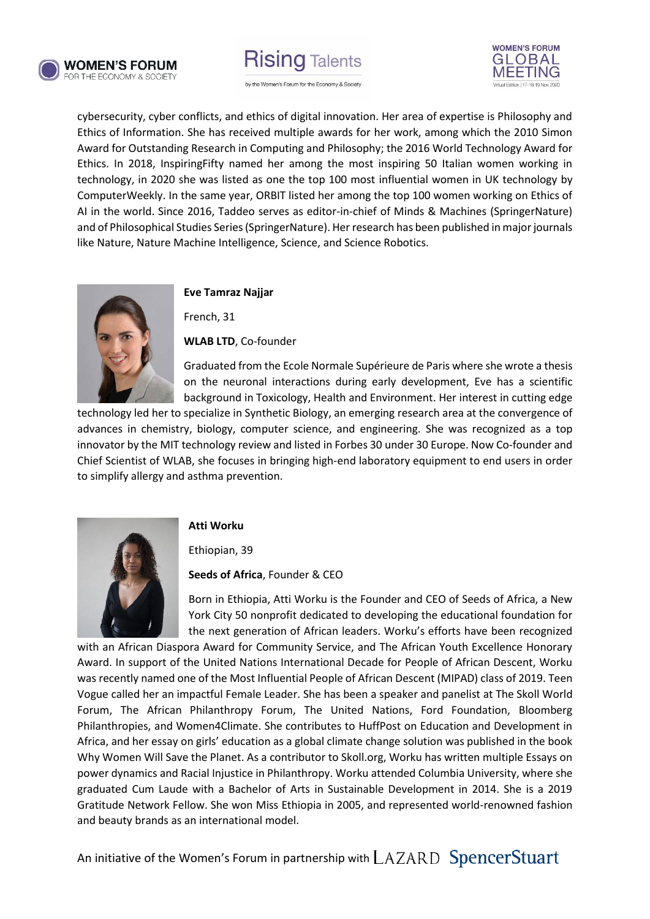cybersecurity, cyber conflicts, and ethics of digital innovation. Her area of expertise is Philosophy and Ethics of Information. She has received multiple awards for her work, among which the 2010 Simon Award for Outstanding Research in Computing and Philosophy; the 2016 World Technology Award for Ethics. In 2018, InspiringFifty named her among the most inspiring 50 Italian women working in technology, in 2020 she was listed as one the top 100 most influential women in UK technology by ComputerWeekly. In the same year, ORBIT listed her among the top 100 women working on Ethics of AI in the world. Since 2016, Taddeo serves as editor-in-chief of Minds & Machines (SpringerNature) and of Philosophical Studies Series (SpringerNature). Her research has been published in major journals like Nature, Nature Machine Intelligence, Science, and Science Robotics.

**Eve Tamraz Najjar**

French, 31

**WLAB LTD**, Co-founder

Graduated from the Ecole Normale Supérieure de Paris where she wrote a thesis on the neuronal interactions during early development, Eve has a scientific background in Toxicology, Health and Environment. Her interest in cutting edge technology led her to specialize in Synthetic Biology, an emerging research area at the convergence of advances in chemistry, biology, computer science, and engineering. She was recognized as a top innovator by the MIT technology review and listed in Forbes 30 under 30 Europe. Now Co-founder and Chief Scientist of WLAB, she focuses in bringing high-end laboratory equipment to end users in order to simplify allergy and asthma prevention.

**Atti Worku**

Ethiopian, 39

**Seeds of Africa**, Founder & CEO

Born in Ethiopia, Atti Worku is the Founder and CEO of Seeds of Africa, a New York City 50 nonprofit dedicated to developing the educational foundation for the next generation of African leaders. Worku's efforts have been recognized with an African Diaspora Award for Community Service, and The African Youth Excellence Honorary Award. In support of the United Nations International Decade for People of African Descent, Worku was recently named one of the Most Influential People of African Descent (MIPAD) class of 2019. Teen Vogue called her an impactful Female Leader. She has been a speaker and panelist at The Skoll World Forum, The African Philanthropy Forum, The United Nations, Ford Foundation, Bloomberg Philanthropies, and Women4Climate. She contributes to HuffPost on Education and Development in Africa, and her essay on girls' education as a global climate change solution was published in the book Why Women Will Save the Planet. As a contributor to Skoll.org, Worku has written multiple Essays on power dynamics and Racial Injustice in Philanthropy. Worku attended Columbia University, where she graduated Cum Laude with a Bachelor of Arts in Sustainable Development in 2014. She is a 2019 Gratitude Network Fellow. She won Miss Ethiopia in 2005, and represented world-renowned fashion and beauty brands as an international model.